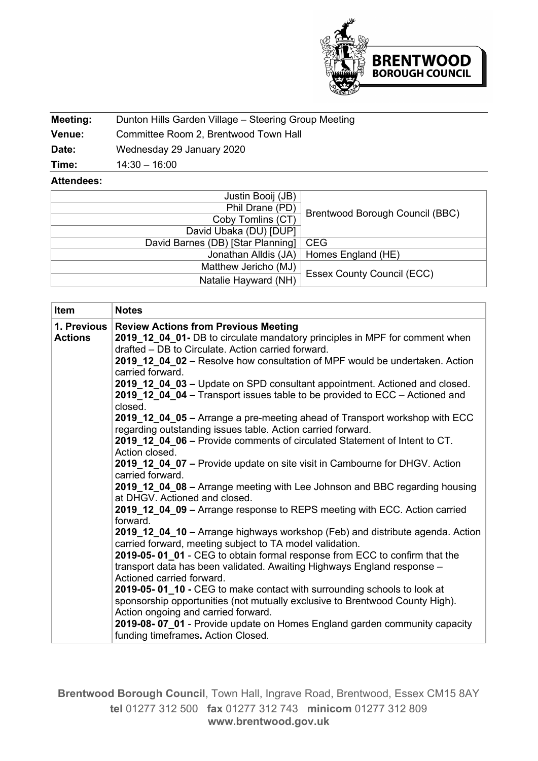| Meeting: | Dunton Hills Garden Village – Steering Group Meeting |
|---|---|
| Venue: | Committee Room 2, Brentwood Town Hall |
| Date: | Wednesday 29 January 2020 |
| Time: | 14:30 – 16:00 |

**Attendees:**

| Name | Organisation |
|---|---|
| Justin Booij (JB) | Brentwood Borough Council (BBC) |
| Phil Drane (PD) | |
| Coby Tomlins (CT) | |
| David Ubaka (DU) [DUP] | |
| David Barnes (DB) [Star Planning] | CEG |
| Jonathan Alldis (JA) | Homes England (HE) |
| Matthew Jericho (MJ) | Essex County Council (ECC) |
| Natalie Hayward (NH) | |

| Item | Notes |
|---|---|
| **1. Previous Actions** | **Review Actions from Previous Meeting**<br>**2019_12_04_01-** DB to circulate mandatory principles in MPF for comment when drafted – DB to Circulate. Action carried forward.<br>**2019_12_04_02 –** Resolve how consultation of MPF would be undertaken. Action carried forward.<br>**2019_12_04_03 –** Update on SPD consultant appointment. Actioned and closed.<br>**2019_12_04_04 –** Transport issues table to be provided to ECC – Actioned and closed.<br>**2019_12_04_05 –** Arrange a pre-meeting ahead of Transport workshop with ECC regarding outstanding issues table. Action carried forward.<br>**2019_12_04_06 –** Provide comments of circulated Statement of Intent to CT. Action closed.<br>**2019_12_04_07 –** Provide update on site visit in Cambourne for DHGV. Action carried forward.<br>**2019_12_04_08 –** Arrange meeting with Lee Johnson and BBC regarding housing at DHGV. Actioned and closed.<br>**2019_12_04_09 –** Arrange response to REPS meeting with ECC. Action carried forward.<br>**2019_12_04_10 –** Arrange highways workshop (Feb) and distribute agenda. Action carried forward, meeting subject to TA model validation.<br>**2019-05- 01_01** - CEG to obtain formal response from ECC to confirm that the transport data has been validated. Awaiting Highways England response – Actioned carried forward.<br>**2019-05- 01_10 -** CEG to make contact with surrounding schools to look at sponsorship opportunities (not mutually exclusive to Brentwood County High). Action ongoing and carried forward.<br>**2019-08- 07_01** - Provide update on Homes England garden community capacity funding timeframes**.** Action Closed. |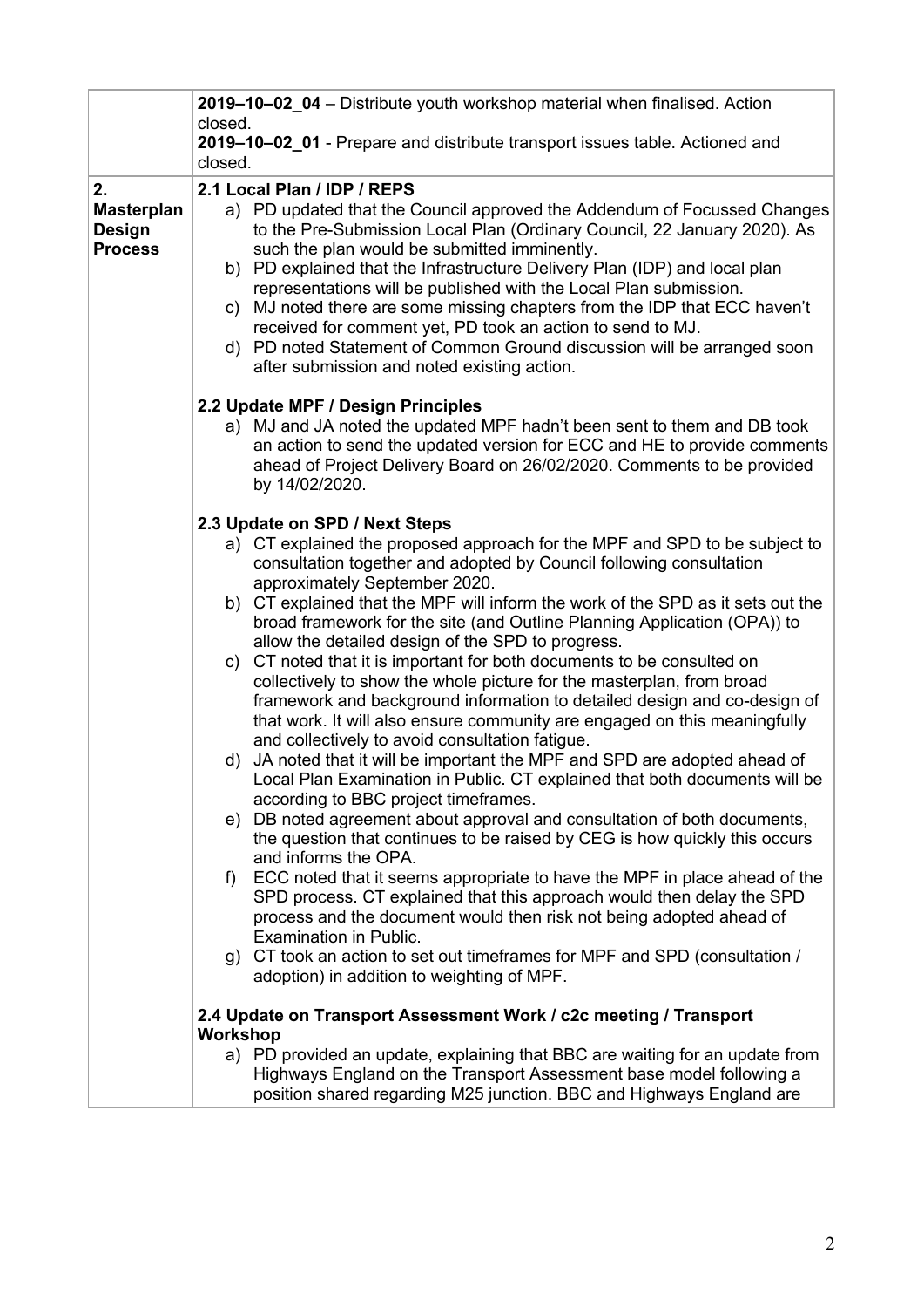| | |
|---|---|
| | **2019–10–02_04** – Distribute youth workshop material when finalised. Action closed.<br>**2019–10–02_01** - Prepare and distribute transport issues table. Actioned and closed. |
| **2. Masterplan Design Process** | **2.1 Local Plan / IDP / REPS**<br>a) PD updated that the Council approved the Addendum of Focussed Changes to the Pre-Submission Local Plan (Ordinary Council, 22 January 2020). As such the plan would be submitted imminently.<br>b) PD explained that the Infrastructure Delivery Plan (IDP) and local plan representations will be published with the Local Plan submission.<br>c) MJ noted there are some missing chapters from the IDP that ECC haven't received for comment yet, PD took an action to send to MJ.<br>d) PD noted Statement of Common Ground discussion will be arranged soon after submission and noted existing action.<br><br>**2.2 Update MPF / Design Principles**<br>a) MJ and JA noted the updated MPF hadn't been sent to them and DB took an action to send the updated version for ECC and HE to provide comments ahead of Project Delivery Board on 26/02/2020. Comments to be provided by 14/02/2020.<br><br>**2.3 Update on SPD / Next Steps**<br>a) CT explained the proposed approach for the MPF and SPD to be subject to consultation together and adopted by Council following consultation approximately September 2020.<br>b) CT explained that the MPF will inform the work of the SPD as it sets out the broad framework for the site (and Outline Planning Application (OPA)) to allow the detailed design of the SPD to progress.<br>c) CT noted that it is important for both documents to be consulted on collectively to show the whole picture for the masterplan, from broad framework and background information to detailed design and co-design of that work. It will also ensure community are engaged on this meaningfully and collectively to avoid consultation fatigue.<br>d) JA noted that it will be important the MPF and SPD are adopted ahead of Local Plan Examination in Public. CT explained that both documents will be according to BBC project timeframes.<br>e) DB noted agreement about approval and consultation of both documents, the question that continues to be raised by CEG is how quickly this occurs and informs the OPA.<br>f) ECC noted that it seems appropriate to have the MPF in place ahead of the SPD process. CT explained that this approach would then delay the SPD process and the document would then risk not being adopted ahead of Examination in Public.<br>g) CT took an action to set out timeframes for MPF and SPD (consultation / adoption) in addition to weighting of MPF.<br><br>**2.4 Update on Transport Assessment Work / c2c meeting / Transport Workshop**<br>a) PD provided an update, explaining that BBC are waiting for an update from Highways England on the Transport Assessment base model following a position shared regarding M25 junction. BBC and Highways England are |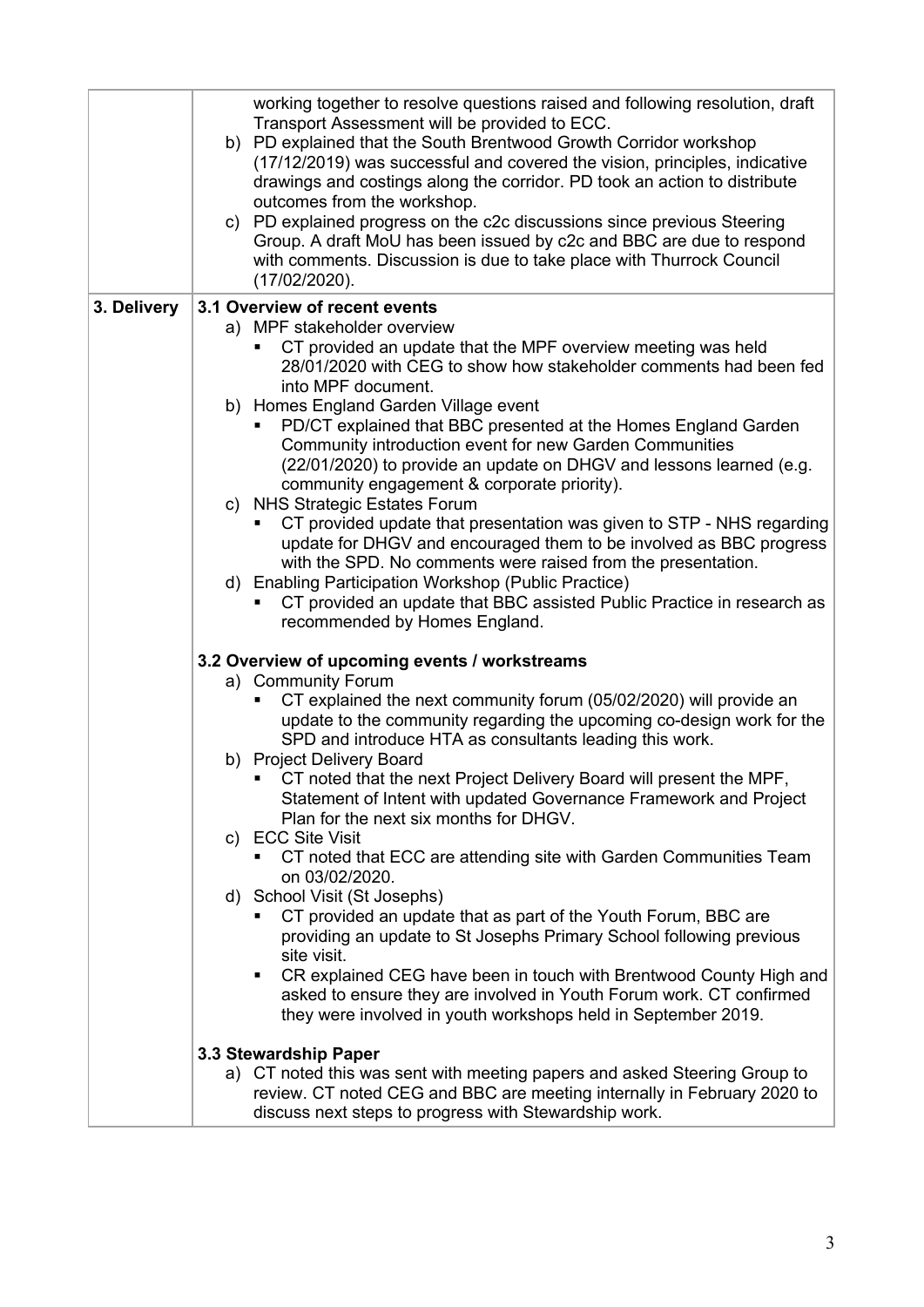| | |
|---|---|
| | working together to resolve questions raised and following resolution, draft Transport Assessment will be provided to ECC.<br>b) PD explained that the South Brentwood Growth Corridor workshop (17/12/2019) was successful and covered the vision, principles, indicative drawings and costings along the corridor. PD took an action to distribute outcomes from the workshop.<br>c) PD explained progress on the c2c discussions since previous Steering Group. A draft MoU has been issued by c2c and BBC are due to respond with comments. Discussion is due to take place with Thurrock Council (17/02/2020). |
| **3. Delivery** | **3.1 Overview of recent events**<br>a) MPF stakeholder overview<br>▪ CT provided an update that the MPF overview meeting was held 28/01/2020 with CEG to show how stakeholder comments had been fed into MPF document.<br>b) Homes England Garden Village event<br>▪ PD/CT explained that BBC presented at the Homes England Garden Community introduction event for new Garden Communities (22/01/2020) to provide an update on DHGV and lessons learned (e.g. community engagement & corporate priority).<br>c) NHS Strategic Estates Forum<br>▪ CT provided update that presentation was given to STP - NHS regarding update for DHGV and encouraged them to be involved as BBC progress with the SPD. No comments were raised from the presentation.<br>d) Enabling Participation Workshop (Public Practice)<br>▪ CT provided an update that BBC assisted Public Practice in research as recommended by Homes England.<br><br>**3.2 Overview of upcoming events / workstreams**<br>a) Community Forum<br>▪ CT explained the next community forum (05/02/2020) will provide an update to the community regarding the upcoming co-design work for the SPD and introduce HTA as consultants leading this work.<br>b) Project Delivery Board<br>▪ CT noted that the next Project Delivery Board will present the MPF, Statement of Intent with updated Governance Framework and Project Plan for the next six months for DHGV.<br>c) ECC Site Visit<br>▪ CT noted that ECC are attending site with Garden Communities Team on 03/02/2020.<br>d) School Visit (St Josephs)<br>▪ CT provided an update that as part of the Youth Forum, BBC are providing an update to St Josephs Primary School following previous site visit.<br>▪ CR explained CEG have been in touch with Brentwood County High and asked to ensure they are involved in Youth Forum work. CT confirmed they were involved in youth workshops held in September 2019.<br><br>**3.3 Stewardship Paper**<br>a) CT noted this was sent with meeting papers and asked Steering Group to review. CT noted CEG and BBC are meeting internally in February 2020 to discuss next steps to progress with Stewardship work. |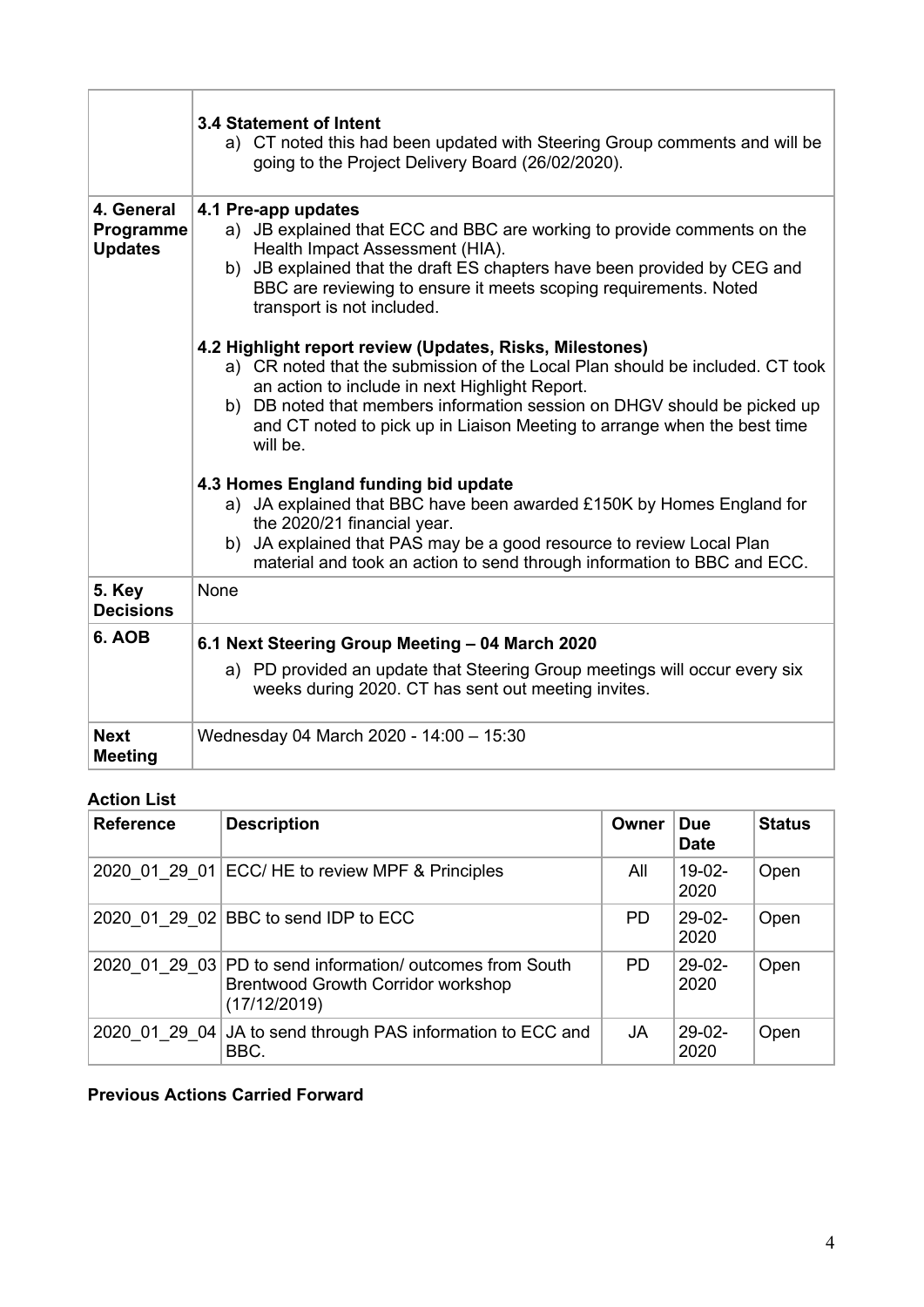| | |
|---|---|
| | **3.4 Statement of Intent**<br>a) CT noted this had been updated with Steering Group comments and will be going to the Project Delivery Board (26/02/2020). |
| **4. General Programme Updates** | **4.1 Pre-app updates**<br>a) JB explained that ECC and BBC are working to provide comments on the Health Impact Assessment (HIA).<br>b) JB explained that the draft ES chapters have been provided by CEG and BBC are reviewing to ensure it meets scoping requirements. Noted transport is not included.<br><br>**4.2 Highlight report review (Updates, Risks, Milestones)**<br>a) CR noted that the submission of the Local Plan should be included. CT took an action to include in next Highlight Report.<br>b) DB noted that members information session on DHGV should be picked up and CT noted to pick up in Liaison Meeting to arrange when the best time will be.<br><br>**4.3 Homes England funding bid update**<br>a) JA explained that BBC have been awarded £150K by Homes England for the 2020/21 financial year.<br>b) JA explained that PAS may be a good resource to review Local Plan material and took an action to send through information to BBC and ECC. |
| **5. Key Decisions** | None |
| **6. AOB** | **6.1 Next Steering Group Meeting – 04 March 2020**<br>a) PD provided an update that Steering Group meetings will occur every six weeks during 2020. CT has sent out meeting invites. |
| **Next Meeting** | Wednesday 04 March 2020 - 14:00 – 15:30 |

**Action List**

| Reference | Description | Owner | Due Date | Status |
|---|---|---|---|---|
| 2020_01_29_01 | ECC/ HE to review MPF & Principles | All | 19-02-2020 | Open |
| 2020_01_29_02 | BBC to send IDP to ECC | PD | 29-02-2020 | Open |
| 2020_01_29_03 | PD to send information/ outcomes from South Brentwood Growth Corridor workshop (17/12/2019) | PD | 29-02-2020 | Open |
| 2020_01_29_04 | JA to send through PAS information to ECC and BBC. | JA | 29-02-2020 | Open |

**Previous Actions Carried Forward**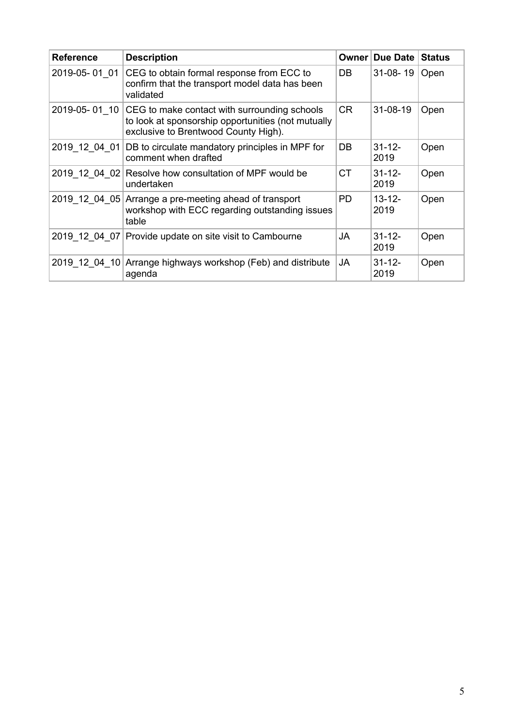| Reference | Description | Owner | Due Date | Status |
|---|---|---|---|---|
| 2019-05- 01_01 | CEG to obtain formal response from ECC to confirm that the transport model data has been validated | DB | 31-08- 19 | Open |
| 2019-05- 01_10 | CEG to make contact with surrounding schools to look at sponsorship opportunities (not mutually exclusive to Brentwood County High). | CR | 31-08-19 | Open |
| 2019_12_04_01 | DB to circulate mandatory principles in MPF for comment when drafted | DB | 31-12-2019 | Open |
| 2019_12_04_02 | Resolve how consultation of MPF would be undertaken | CT | 31-12-2019 | Open |
| 2019_12_04_05 | Arrange a pre-meeting ahead of transport workshop with ECC regarding outstanding issues table | PD | 13-12-2019 | Open |
| 2019_12_04_07 | Provide update on site visit to Cambourne | JA | 31-12-2019 | Open |
| 2019_12_04_10 | Arrange highways workshop (Feb) and distribute agenda | JA | 31-12-2019 | Open |